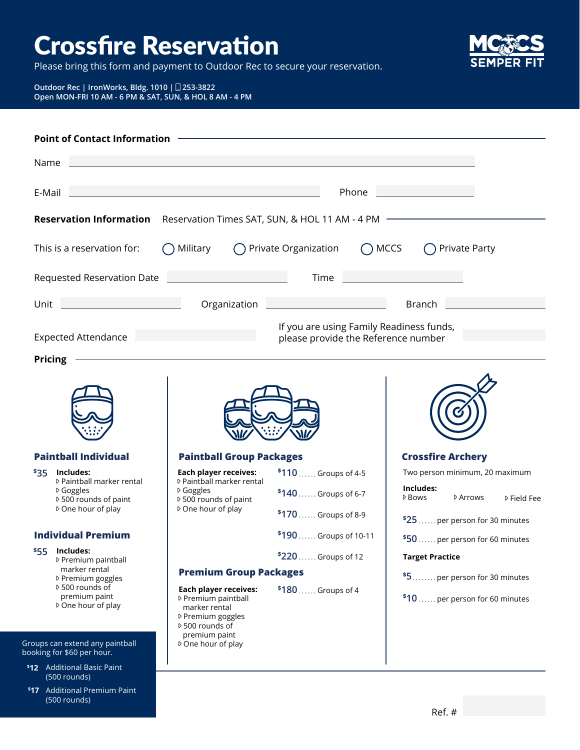# Crossfire Reservation

Please bring this form and payment to Outdoor Rec to secure your reservation.

**Outdoor Rec | IronWorks, Bldg. 1010 | 253-3822**
**Open MON-FRI 10 AM - 6 PM & SAT, SUN, & HOL 8 AM - 4 PM**

MCCS SEMPER FIT

## Point of Contact Information

Name ______________________________

E-Mail ______________________________ Phone ______________

## Reservation Information

Reservation Times SAT, SUN, & HOL 11 AM - 4 PM

This is a reservation for: ◯ Military ◯ Private Organization ◯ MCCS ◯ Private Party

Requested Reservation Date ______________ Time ______________

Unit ______________ Organization ______________ Branch ______________

Expected Attendance ______________ If you are using Family Readiness funds, please provide the Reference number ______________

## Pricing

### Paintball Individual

**$35** Includes:
- Paintball marker rental
- Goggles
- 500 rounds of paint
- One hour of play

### Individual Premium

**$55** Includes:
- Premium paintball marker rental
- Premium goggles
- 500 rounds of premium paint
- One hour of play

Groups can extend any paintball booking for $60 per hour.

- **$12** Additional Basic Paint (500 rounds)
- **$17** Additional Premium Paint (500 rounds)

### Paintball Group Packages

**Each player receives:**
- Paintball marker rental
- Goggles
- 500 rounds of paint
- One hour of play

| Price | Group Size |
|---|---|
| $110 | Groups of 4-5 |
| $140 | Groups of 6-7 |
| $170 | Groups of 8-9 |
| $190 | Groups of 10-11 |
| $220 | Groups of 12 |

### Premium Group Packages

**Each player receives:**
- Premium paintball marker rental
- Premium goggles
- 500 rounds of premium paint
- One hour of play

$180 ...... Groups of 4

### Crossfire Archery

Two person minimum, 20 maximum

**Includes:**
- Bows
- Arrows
- Field Fee

$25 ...... per person for 30 minutes
$50 ...... per person for 60 minutes

**Target Practice**

$5 ........ per person for 30 minutes
$10 ...... per person for 60 minutes

Ref. # ______________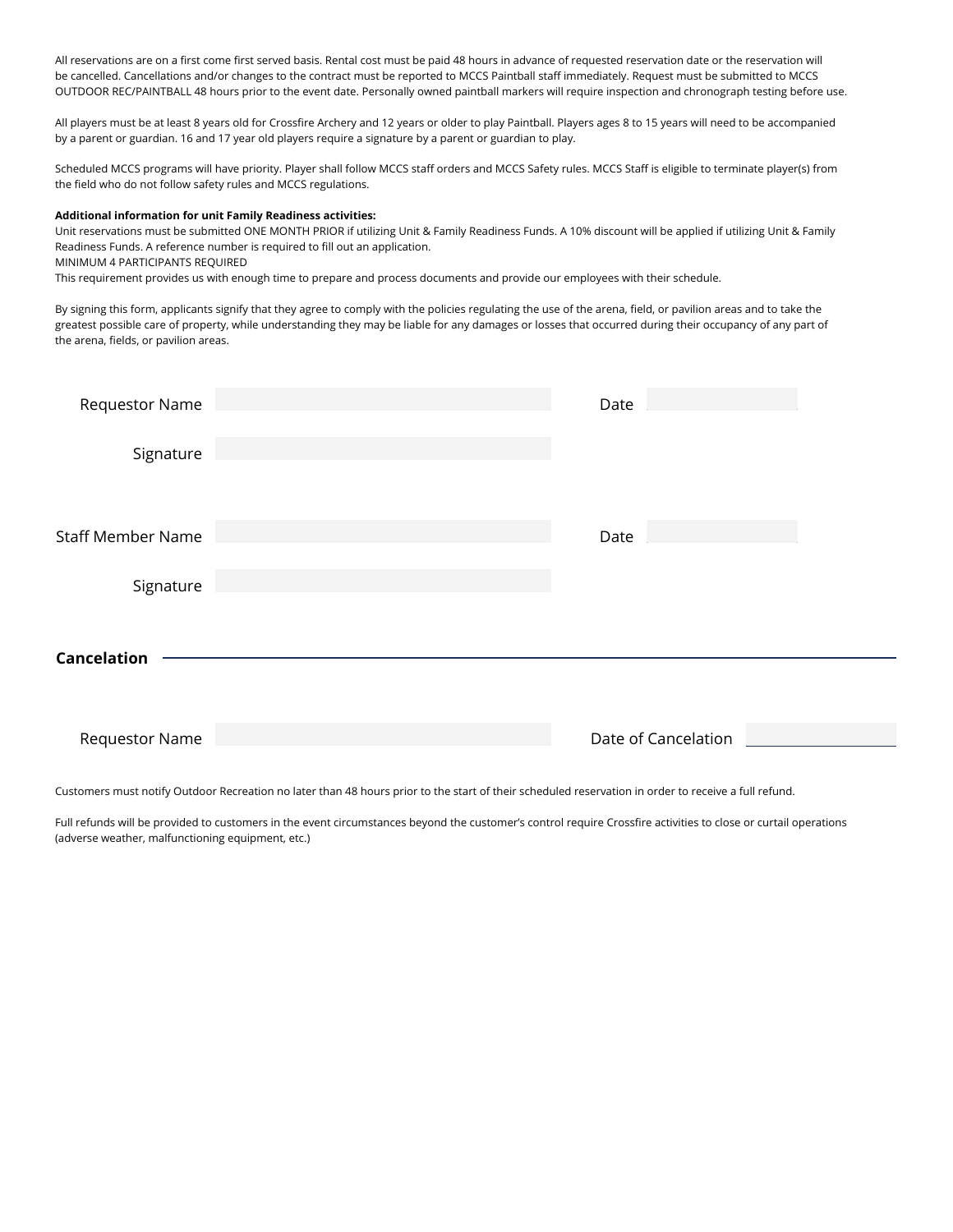All reservations are on a first come first served basis. Rental cost must be paid 48 hours in advance of requested reservation date or the reservation will be cancelled. Cancellations and/or changes to the contract must be reported to MCCS Paintball staff immediately. Request must be submitted to MCCS OUTDOOR REC/PAINTBALL 48 hours prior to the event date. Personally owned paintball markers will require inspection and chronograph testing before use.

All players must be at least 8 years old for Crossfire Archery and 12 years or older to play Paintball. Players ages 8 to 15 years will need to be accompanied by a parent or guardian. 16 and 17 year old players require a signature by a parent or guardian to play.

Scheduled MCCS programs will have priority. Player shall follow MCCS staff orders and MCCS Safety rules. MCCS Staff is eligible to terminate player(s) from the field who do not follow safety rules and MCCS regulations.

**Additional information for unit Family Readiness activities:**
Unit reservations must be submitted ONE MONTH PRIOR if utilizing Unit & Family Readiness Funds. A 10% discount will be applied if utilizing Unit & Family Readiness Funds. A reference number is required to fill out an application.
MINIMUM 4 PARTICIPANTS REQUIRED
This requirement provides us with enough time to prepare and process documents and provide our employees with their schedule.

By signing this form, applicants signify that they agree to comply with the policies regulating the use of the arena, field, or pavilion areas and to take the greatest possible care of property, while understanding they may be liable for any damages or losses that occurred during their occupancy of any part of the arena, fields, or pavilion areas.

Requestor Name ____________________ Date __________

Signature ____________________

Staff Member Name ____________________ Date __________

Signature ____________________

## Cancelation

Requestor Name ____________________ Date of Cancelation __________

Customers must notify Outdoor Recreation no later than 48 hours prior to the start of their scheduled reservation in order to receive a full refund.

Full refunds will be provided to customers in the event circumstances beyond the customer's control require Crossfire activities to close or curtail operations (adverse weather, malfunctioning equipment, etc.)